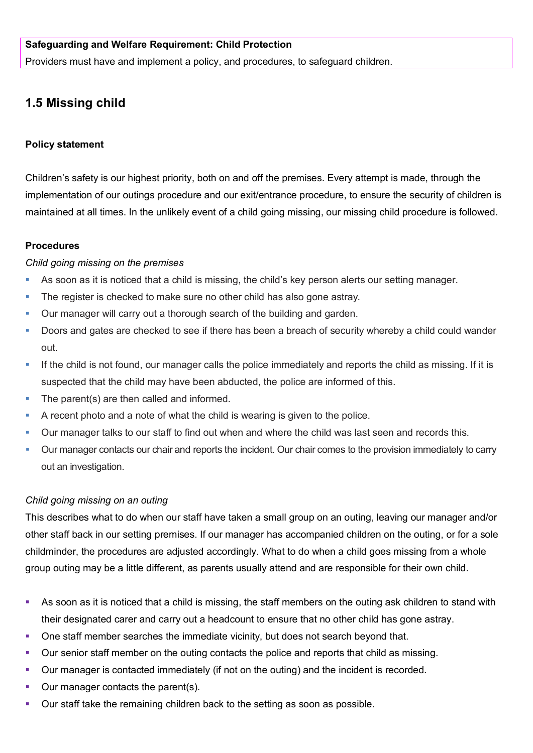**Safeguarding and Welfare Requirement: Child Protection**

Providers must have and implement a policy, and procedures, to safeguard children.

## 1.5 Missing child

### Policy statement

Children's safety is our highest priority, both on and off the premises. Every attempt is made, through the implementation of our outings procedure and our exit/entrance procedure, to ensure the security of children is maintained at all times. In the unlikely event of a child going missing, our missing child procedure is followed.

### Procedures

*Child going missing on the premises*

- As soon as it is noticed that a child is missing, the child's key person alerts our setting manager.
- The register is checked to make sure no other child has also gone astray.
- Our manager will carry out a thorough search of the building and garden.
- Doors and gates are checked to see if there has been a breach of security whereby a child could wander out.
- If the child is not found, our manager calls the police immediately and reports the child as missing. If it is suspected that the child may have been abducted, the police are informed of this.
- The parent(s) are then called and informed.
- A recent photo and a note of what the child is wearing is given to the police.
- Our manager talks to our staff to find out when and where the child was last seen and records this.
- Our manager contacts our chair and reports the incident. Our chair comes to the provision immediately to carry out an investigation.

*Child going missing on an outing*

This describes what to do when our staff have taken a small group on an outing, leaving our manager and/or other staff back in our setting premises. If our manager has accompanied children on the outing, or for a sole childminder, the procedures are adjusted accordingly. What to do when a child goes missing from a whole group outing may be a little different, as parents usually attend and are responsible for their own child.

- As soon as it is noticed that a child is missing, the staff members on the outing ask children to stand with their designated carer and carry out a headcount to ensure that no other child has gone astray.
- One staff member searches the immediate vicinity, but does not search beyond that.
- Our senior staff member on the outing contacts the police and reports that child as missing.
- Our manager is contacted immediately (if not on the outing) and the incident is recorded.
- Our manager contacts the parent(s).
- Our staff take the remaining children back to the setting as soon as possible.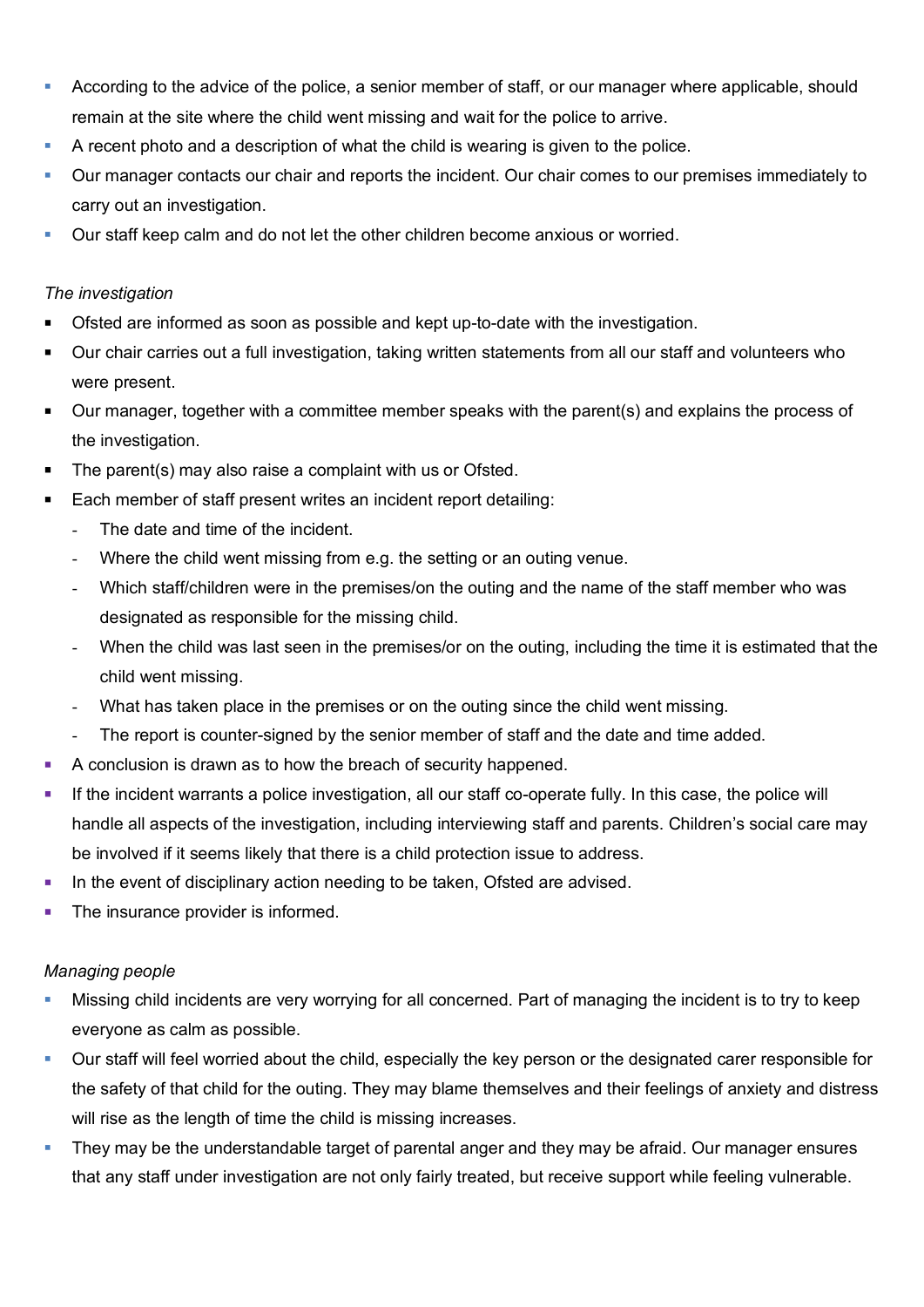- According to the advice of the police, a senior member of staff, or our manager where applicable, should remain at the site where the child went missing and wait for the police to arrive.
- A recent photo and a description of what the child is wearing is given to the police.
- Our manager contacts our chair and reports the incident. Our chair comes to our premises immediately to carry out an investigation.
- Our staff keep calm and do not let the other children become anxious or worried.

*The investigation*

- Ofsted are informed as soon as possible and kept up-to-date with the investigation.
- Our chair carries out a full investigation, taking written statements from all our staff and volunteers who were present.
- Our manager, together with a committee member speaks with the parent(s) and explains the process of the investigation.
- The parent(s) may also raise a complaint with us or Ofsted.
- Each member of staff present writes an incident report detailing:
  - The date and time of the incident.
  - Where the child went missing from e.g. the setting or an outing venue.
  - Which staff/children were in the premises/on the outing and the name of the staff member who was designated as responsible for the missing child.
  - When the child was last seen in the premises/or on the outing, including the time it is estimated that the child went missing.
  - What has taken place in the premises or on the outing since the child went missing.
  - The report is counter-signed by the senior member of staff and the date and time added.
- A conclusion is drawn as to how the breach of security happened.
- If the incident warrants a police investigation, all our staff co-operate fully. In this case, the police will handle all aspects of the investigation, including interviewing staff and parents. Children's social care may be involved if it seems likely that there is a child protection issue to address.
- In the event of disciplinary action needing to be taken, Ofsted are advised.
- The insurance provider is informed.

*Managing people*

- Missing child incidents are very worrying for all concerned. Part of managing the incident is to try to keep everyone as calm as possible.
- Our staff will feel worried about the child, especially the key person or the designated carer responsible for the safety of that child for the outing. They may blame themselves and their feelings of anxiety and distress will rise as the length of time the child is missing increases.
- They may be the understandable target of parental anger and they may be afraid. Our manager ensures that any staff under investigation are not only fairly treated, but receive support while feeling vulnerable.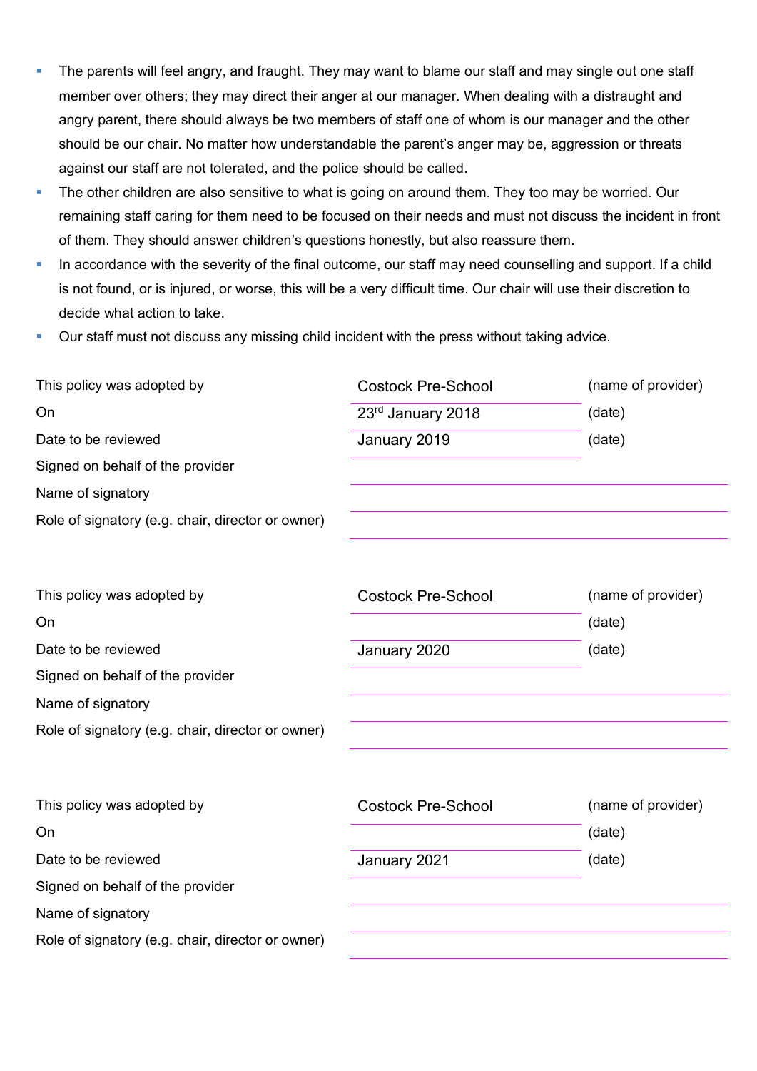- The parents will feel angry, and fraught. They may want to blame our staff and may single out one staff member over others; they may direct their anger at our manager. When dealing with a distraught and angry parent, there should always be two members of staff one of whom is our manager and the other should be our chair. No matter how understandable the parent's anger may be, aggression or threats against our staff are not tolerated, and the police should be called.
- The other children are also sensitive to what is going on around them. They too may be worried. Our remaining staff caring for them need to be focused on their needs and must not discuss the incident in front of them. They should answer children's questions honestly, but also reassure them.
- In accordance with the severity of the final outcome, our staff may need counselling and support. If a child is not found, or is injured, or worse, this will be a very difficult time. Our chair will use their discretion to decide what action to take.
- Our staff must not discuss any missing child incident with the press without taking advice.

| | | |
|---|---|---|
| This policy was adopted by | Costock Pre-School | (name of provider) |
| On | 23rd January 2018 | (date) |
| Date to be reviewed | January 2019 | (date) |
| Signed on behalf of the provider | | |
| Name of signatory | | |
| Role of signatory (e.g. chair, director or owner) | | |

| | | |
|---|---|---|
| This policy was adopted by | Costock Pre-School | (name of provider) |
| On | | (date) |
| Date to be reviewed | January 2020 | (date) |
| Signed on behalf of the provider | | |
| Name of signatory | | |
| Role of signatory (e.g. chair, director or owner) | | |

| | | |
|---|---|---|
| This policy was adopted by | Costock Pre-School | (name of provider) |
| On | | (date) |
| Date to be reviewed | January 2021 | (date) |
| Signed on behalf of the provider | | |
| Name of signatory | | |
| Role of signatory (e.g. chair, director or owner) | | |